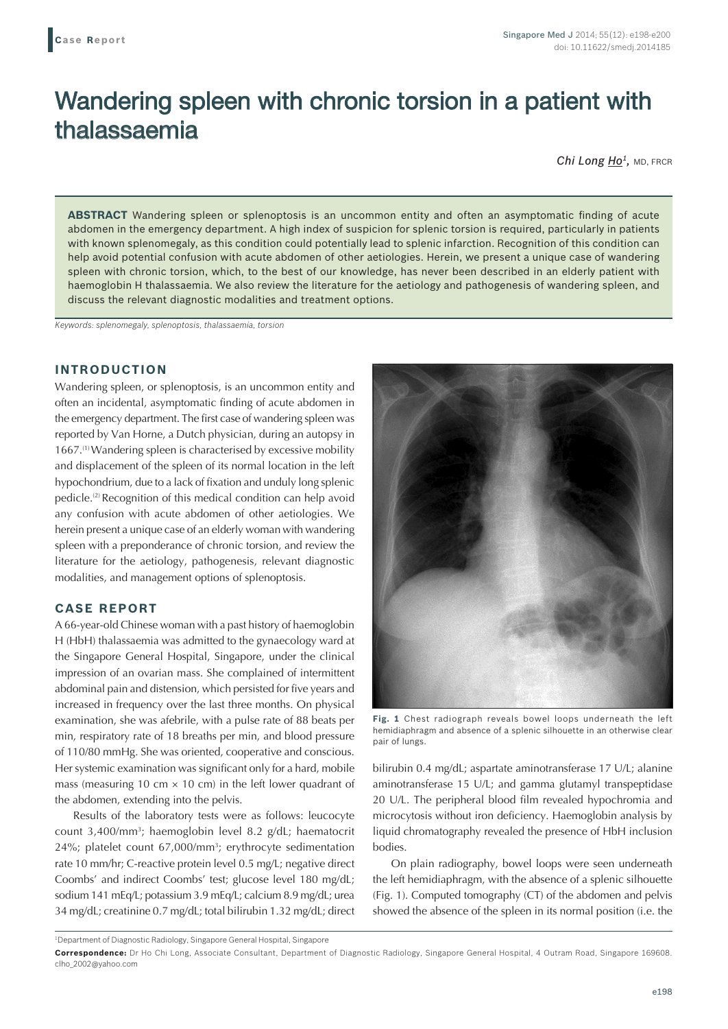Case Report

# Wandering spleen with chronic torsion in a patient with thalassaemia

*Chi Long Ho*[1], MD, FRCR

**ABSTRACT** Wandering spleen or splenoptosis is an uncommon entity and often an asymptomatic finding of acute abdomen in the emergency department. A high index of suspicion for splenic torsion is required, particularly in patients with known splenomegaly, as this condition could potentially lead to splenic infarction. Recognition of this condition can help avoid potential confusion with acute abdomen of other aetiologies. Herein, we present a unique case of wandering spleen with chronic torsion, which, to the best of our knowledge, has never been described in an elderly patient with haemoglobin H thalassaemia. We also review the literature for the aetiology and pathogenesis of wandering spleen, and discuss the relevant diagnostic modalities and treatment options.

*Keywords: splenomegaly, splenoptosis, thalassaemia, torsion*

## INTRODUCTION

Wandering spleen, or splenoptosis, is an uncommon entity and often an incidental, asymptomatic finding of acute abdomen in the emergency department. The first case of wandering spleen was reported by Van Horne, a Dutch physician, during an autopsy in 1667.[1] Wandering spleen is characterised by excessive mobility and displacement of the spleen of its normal location in the left hypochondrium, due to a lack of fixation and unduly long splenic pedicle.[2] Recognition of this medical condition can help avoid any confusion with acute abdomen of other aetiologies. We herein present a unique case of an elderly woman with wandering spleen with a preponderance of chronic torsion, and review the literature for the aetiology, pathogenesis, relevant diagnostic modalities, and management options of splenoptosis.

## CASE REPORT

A 66-year-old Chinese woman with a past history of haemoglobin H (HbH) thalassaemia was admitted to the gynaecology ward at the Singapore General Hospital, Singapore, under the clinical impression of an ovarian mass. She complained of intermittent abdominal pain and distension, which persisted for five years and increased in frequency over the last three months. On physical examination, she was afebrile, with a pulse rate of 88 beats per min, respiratory rate of 18 breaths per min, and blood pressure of 110/80 mmHg. She was oriented, cooperative and conscious. Her systemic examination was significant only for a hard, mobile mass (measuring 10 cm × 10 cm) in the left lower quadrant of the abdomen, extending into the pelvis.

Results of the laboratory tests were as follows: leucocyte count 3,400/mm$^3$; haemoglobin level 8.2 g/dL; haematocrit 24%; platelet count 67,000/mm$^3$; erythrocyte sedimentation rate 10 mm/hr; C-reactive protein level 0.5 mg/L; negative direct Coombs' and indirect Coombs' test; glucose level 180 mg/dL; sodium 141 mEq/L; potassium 3.9 mEq/L; calcium 8.9 mg/dL; urea 34 mg/dL; creatinine 0.7 mg/dL; total bilirubin 1.32 mg/dL; direct bilirubin 0.4 mg/dL; aspartate aminotransferase 17 U/L; alanine aminotransferase 15 U/L; and gamma glutamyl transpeptidase 20 U/L. The peripheral blood film revealed hypochromia and microcytosis without iron deficiency. Haemoglobin analysis by liquid chromatography revealed the presence of HbH inclusion bodies.

**Fig. 1** Chest radiograph reveals bowel loops underneath the left hemidiaphragm and absence of a splenic silhouette in an otherwise clear pair of lungs.

On plain radiography, bowel loops were seen underneath the left hemidiaphragm, with the absence of a splenic silhouette (Fig. 1). Computed tomography (CT) of the abdomen and pelvis showed the absence of the spleen in its normal position (i.e. the

[1]Department of Diagnostic Radiology, Singapore General Hospital, Singapore

**Correspondence:** Dr Ho Chi Long, Associate Consultant, Department of Diagnostic Radiology, Singapore General Hospital, 4 Outram Road, Singapore 169608. clho_2002@yahoo.com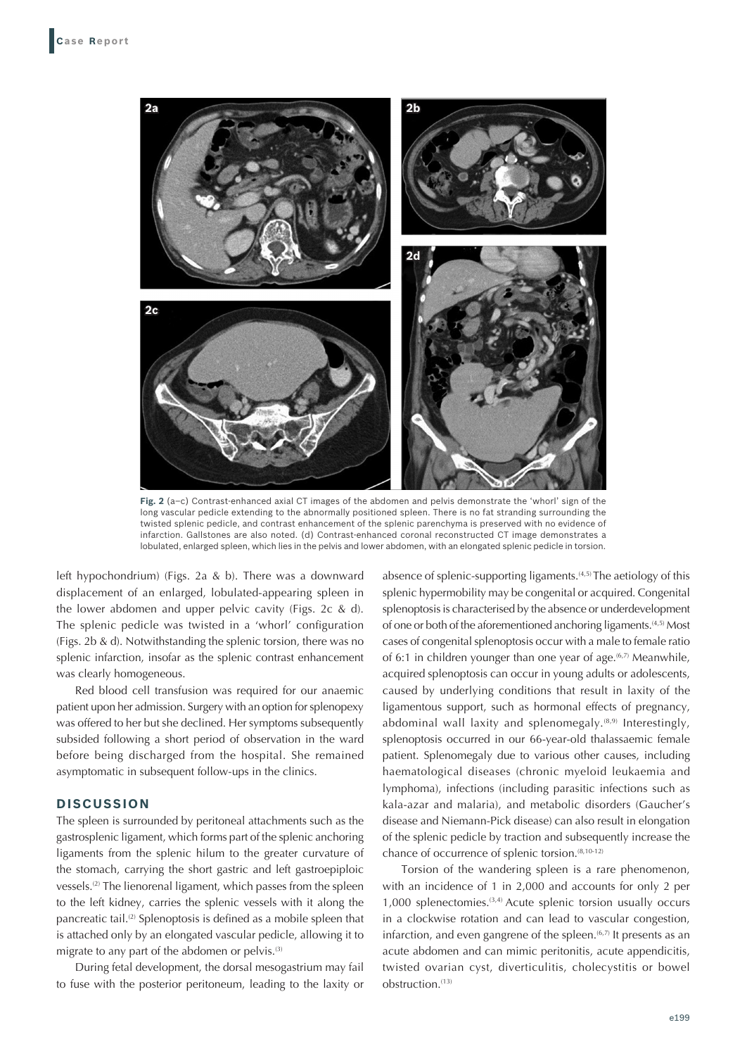**Fig. 2** (a–c) Contrast-enhanced axial CT images of the abdomen and pelvis demonstrate the 'whorl' sign of the long vascular pedicle extending to the abnormally positioned spleen. There is no fat stranding surrounding the twisted splenic pedicle, and contrast enhancement of the splenic parenchyma is preserved with no evidence of infarction. Gallstones are also noted. (d) Contrast-enhanced coronal reconstructed CT image demonstrates a lobulated, enlarged spleen, which lies in the pelvis and lower abdomen, with an elongated splenic pedicle in torsion.

left hypochondrium) (Figs. 2a & b). There was a downward displacement of an enlarged, lobulated-appearing spleen in the lower abdomen and upper pelvic cavity (Figs. 2c & d). The splenic pedicle was twisted in a 'whorl' configuration (Figs. 2b & d). Notwithstanding the splenic torsion, there was no splenic infarction, insofar as the splenic contrast enhancement was clearly homogeneous.

Red blood cell transfusion was required for our anaemic patient upon her admission. Surgery with an option for splenopexy was offered to her but she declined. Her symptoms subsequently subsided following a short period of observation in the ward before being discharged from the hospital. She remained asymptomatic in subsequent follow-ups in the clinics.

## DISCUSSION

The spleen is surrounded by peritoneal attachments such as the gastrosplenic ligament, which forms part of the splenic anchoring ligaments from the splenic hilum to the greater curvature of the stomach, carrying the short gastric and left gastroepiploic vessels.[2] The lienorenal ligament, which passes from the spleen to the left kidney, carries the splenic vessels with it along the pancreatic tail.[2] Splenoptosis is defined as a mobile spleen that is attached only by an elongated vascular pedicle, allowing it to migrate to any part of the abdomen or pelvis.[3]

During fetal development, the dorsal mesogastrium may fail to fuse with the posterior peritoneum, leading to the laxity or absence of splenic-supporting ligaments.[4,5] The aetiology of this splenic hypermobility may be congenital or acquired. Congenital splenoptosis is characterised by the absence or underdevelopment of one or both of the aforementioned anchoring ligaments.[4,5] Most cases of congenital splenoptosis occur with a male to female ratio of 6:1 in children younger than one year of age.[6,7] Meanwhile, acquired splenoptosis can occur in young adults or adolescents, caused by underlying conditions that result in laxity of the ligamentous support, such as hormonal effects of pregnancy, abdominal wall laxity and splenomegaly.[8,9] Interestingly, splenoptosis occurred in our 66-year-old thalassaemic female patient. Splenomegaly due to various other causes, including haematological diseases (chronic myeloid leukaemia and lymphoma), infections (including parasitic infections such as kala-azar and malaria), and metabolic disorders (Gaucher's disease and Niemann-Pick disease) can also result in elongation of the splenic pedicle by traction and subsequently increase the chance of occurrence of splenic torsion.[8,10-12]

Torsion of the wandering spleen is a rare phenomenon, with an incidence of 1 in 2,000 and accounts for only 2 per 1,000 splenectomies.[3,4] Acute splenic torsion usually occurs in a clockwise rotation and can lead to vascular congestion, infarction, and even gangrene of the spleen.[6,7] It presents as an acute abdomen and can mimic peritonitis, acute appendicitis, twisted ovarian cyst, diverticulitis, cholecystitis or bowel obstruction.[13]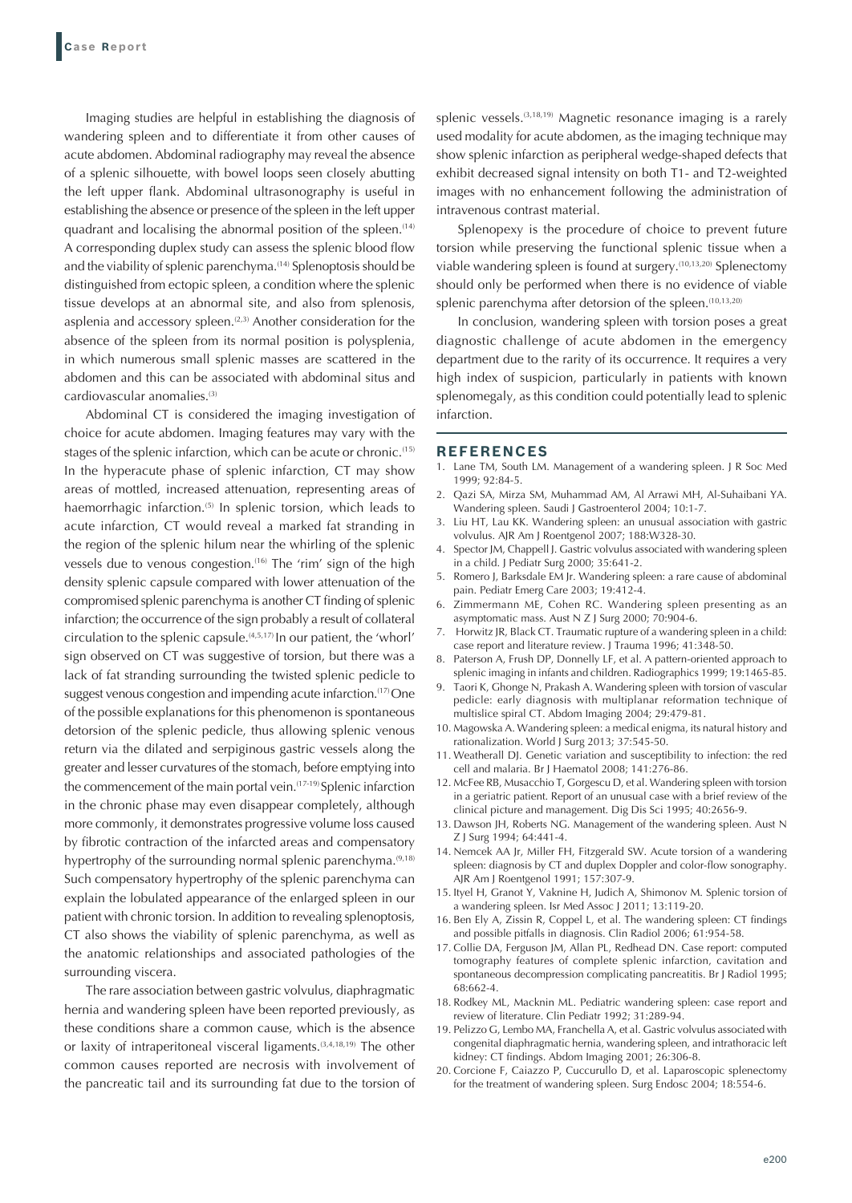Imaging studies are helpful in establishing the diagnosis of wandering spleen and to differentiate it from other causes of acute abdomen. Abdominal radiography may reveal the absence of a splenic silhouette, with bowel loops seen closely abutting the left upper flank. Abdominal ultrasonography is useful in establishing the absence or presence of the spleen in the left upper quadrant and localising the abnormal position of the spleen.[14] A corresponding duplex study can assess the splenic blood flow and the viability of splenic parenchyma.[14] Splenoptosis should be distinguished from ectopic spleen, a condition where the splenic tissue develops at an abnormal site, and also from splenosis, asplenia and accessory spleen.[2,3] Another consideration for the absence of the spleen from its normal position is polysplenia, in which numerous small splenic masses are scattered in the abdomen and this can be associated with abdominal situs and cardiovascular anomalies.[3]

Abdominal CT is considered the imaging investigation of choice for acute abdomen. Imaging features may vary with the stages of the splenic infarction, which can be acute or chronic.[15] In the hyperacute phase of splenic infarction, CT may show areas of mottled, increased attenuation, representing areas of haemorrhagic infarction.[5] In splenic torsion, which leads to acute infarction, CT would reveal a marked fat stranding in the region of the splenic hilum near the whirling of the splenic vessels due to venous congestion.[16] The 'rim' sign of the high density splenic capsule compared with lower attenuation of the compromised splenic parenchyma is another CT finding of splenic infarction; the occurrence of the sign probably a result of collateral circulation to the splenic capsule.[4,5,17] In our patient, the 'whorl' sign observed on CT was suggestive of torsion, but there was a lack of fat stranding surrounding the twisted splenic pedicle to suggest venous congestion and impending acute infarction.[17] One of the possible explanations for this phenomenon is spontaneous detorsion of the splenic pedicle, thus allowing splenic venous return via the dilated and serpiginous gastric vessels along the greater and lesser curvatures of the stomach, before emptying into the commencement of the main portal vein.[17-19] Splenic infarction in the chronic phase may even disappear completely, although more commonly, it demonstrates progressive volume loss caused by fibrotic contraction of the infarcted areas and compensatory hypertrophy of the surrounding normal splenic parenchyma.[9,18] Such compensatory hypertrophy of the splenic parenchyma can explain the lobulated appearance of the enlarged spleen in our patient with chronic torsion. In addition to revealing splenoptosis, CT also shows the viability of splenic parenchyma, as well as the anatomic relationships and associated pathologies of the surrounding viscera.

The rare association between gastric volvulus, diaphragmatic hernia and wandering spleen have been reported previously, as these conditions share a common cause, which is the absence or laxity of intraperitoneal visceral ligaments.[3,4,18,19] The other common causes reported are necrosis with involvement of the pancreatic tail and its surrounding fat due to the torsion of splenic vessels.[3,18,19] Magnetic resonance imaging is a rarely used modality for acute abdomen, as the imaging technique may show splenic infarction as peripheral wedge-shaped defects that exhibit decreased signal intensity on both T1- and T2-weighted images with no enhancement following the administration of intravenous contrast material.

Splenopexy is the procedure of choice to prevent future torsion while preserving the functional splenic tissue when a viable wandering spleen is found at surgery.[10,13,20] Splenectomy should only be performed when there is no evidence of viable splenic parenchyma after detorsion of the spleen.[10,13,20]

In conclusion, wandering spleen with torsion poses a great diagnostic challenge of acute abdomen in the emergency department due to the rarity of its occurrence. It requires a very high index of suspicion, particularly in patients with known splenomegaly, as this condition could potentially lead to splenic infarction.

## REFERENCES

1. Lane TM, South LM. Management of a wandering spleen. J R Soc Med 1999; 92:84-5.
2. Qazi SA, Mirza SM, Muhammad AM, Al Arrawi MH, Al-Suhaibani YA. Wandering spleen. Saudi J Gastroenterol 2004; 10:1-7.
3. Liu HT, Lau KK. Wandering spleen: an unusual association with gastric volvulus. AJR Am J Roentgenol 2007; 188:W328-30.
4. Spector JM, Chappell J. Gastric volvulus associated with wandering spleen in a child. J Pediatr Surg 2000; 35:641-2.
5. Romero J, Barksdale EM Jr. Wandering spleen: a rare cause of abdominal pain. Pediatr Emerg Care 2003; 19:412-4.
6. Zimmermann ME, Cohen RC. Wandering spleen presenting as an asymptomatic mass. Aust N Z J Surg 2000; 70:904-6.
7. Horwitz JR, Black CT. Traumatic rupture of a wandering spleen in a child: case report and literature review. J Trauma 1996; 41:348-50.
8. Paterson A, Frush DP, Donnelly LF, et al. A pattern-oriented approach to splenic imaging in infants and children. Radiographics 1999; 19:1465-85.
9. Taori K, Ghonge N, Prakash A. Wandering spleen with torsion of vascular pedicle: early diagnosis with multiplanar reformation technique of multislice spiral CT. Abdom Imaging 2004; 29:479-81.
10. Magowska A. Wandering spleen: a medical enigma, its natural history and rationalization. World J Surg 2013; 37:545-50.
11. Weatherall DJ. Genetic variation and susceptibility to infection: the red cell and malaria. Br J Haematol 2008; 141:276-86.
12. McFee RB, Musacchio T, Gorgescu D, et al. Wandering spleen with torsion in a geriatric patient. Report of an unusual case with a brief review of the clinical picture and management. Dig Dis Sci 1995; 40:2656-9.
13. Dawson JH, Roberts NG. Management of the wandering spleen. Aust N Z J Surg 1994; 64:441-4.
14. Nemcek AA Jr, Miller FH, Fitzgerald SW. Acute torsion of a wandering spleen: diagnosis by CT and duplex Doppler and color-flow sonography. AJR Am J Roentgenol 1991; 157:307-9.
15. Ityel H, Granot Y, Vaknine H, Judich A, Shimonov M. Splenic torsion of a wandering spleen. Isr Med Assoc J 2011; 13:119-20.
16. Ben Ely A, Zissin R, Coppel L, et al. The wandering spleen: CT findings and possible pitfalls in diagnosis. Clin Radiol 2006; 61:954-58.
17. Collie DA, Ferguson JM, Allan PL, Redhead DN. Case report: computed tomography features of complete splenic infarction, cavitation and spontaneous decompression complicating pancreatitis. Br J Radiol 1995; 68:662-4.
18. Rodkey ML, Macknin ML. Pediatric wandering spleen: case report and review of literature. Clin Pediatr 1992; 31:289-94.
19. Pelizzo G, Lembo MA, Franchella A, et al. Gastric volvulus associated with congenital diaphragmatic hernia, wandering spleen, and intrathoracic left kidney: CT findings. Abdom Imaging 2001; 26:306-8.
20. Corcione F, Caiazzo P, Cuccurullo D, et al. Laparoscopic splenectomy for the treatment of wandering spleen. Surg Endosc 2004; 18:554-6.